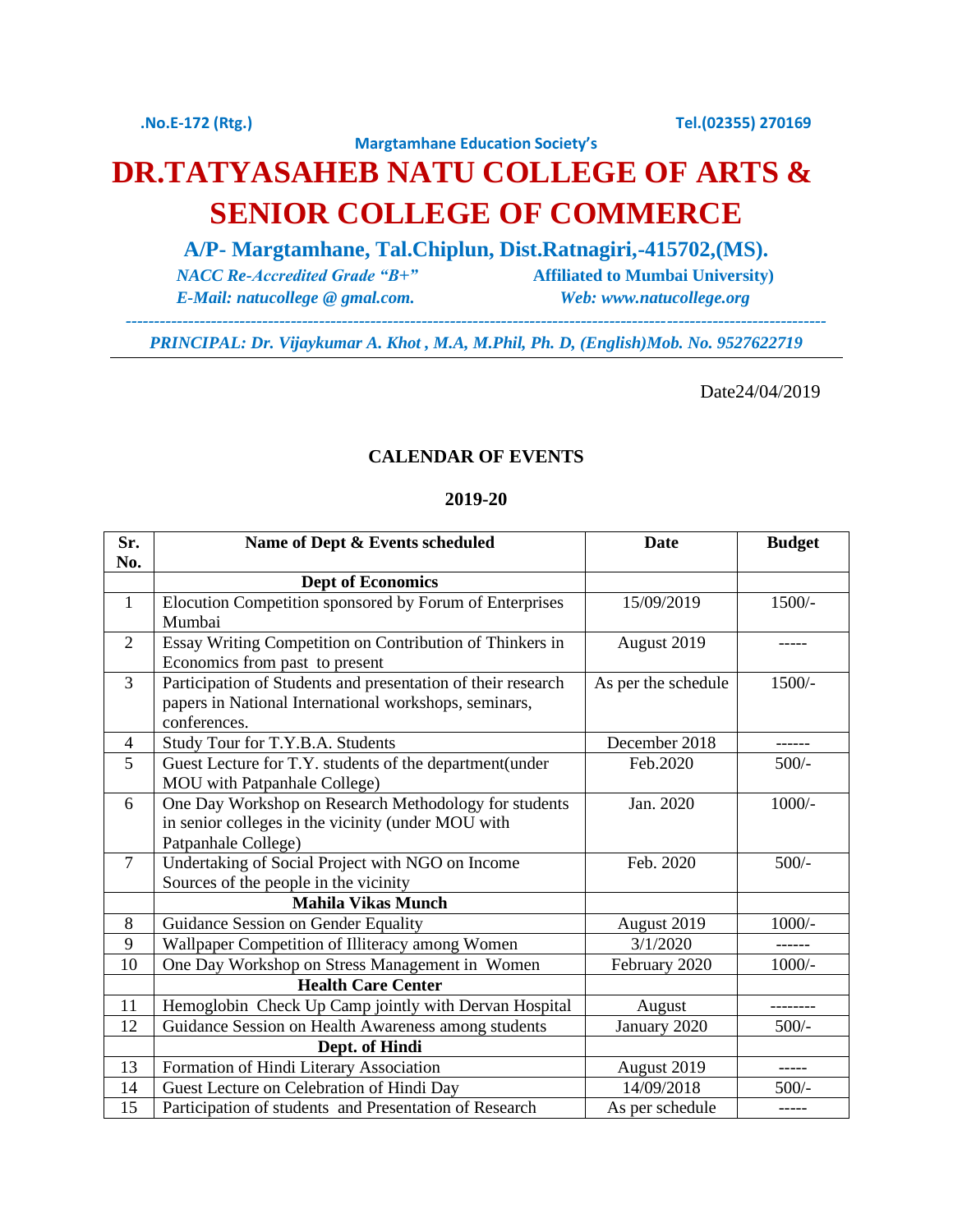.No.E-172 (Rtg.) Tel.(02355) 270169

Margtamhane Education Society's

# DR.TATYASAHEB NATU COLLEGE OF ARTS & SENIOR COLLEGE OF COMMERCE

**A/P- Margtamhane, Tal.Chiplun, Dist.Ratnagiri,-415702,(MS).**

*NACC Re-Accredited Grade "B+"* **Affiliated to Mumbai University)**

*E-Mail: natucollege @ gmal.com.* ***Web: www.natucollege.org***

---

*PRINCIPAL: Dr. Vijaykumar A. Khot , M.A, M.Phil, Ph. D, (English)Mob. No. 9527622719*

---

Date24/04/2019

## CALENDAR OF EVENTS

## 2019-20

| Sr. No. | Name of Dept & Events scheduled | Date | Budget |
|---|---|---|---|
| | **Dept of Economics** | | |
| 1 | Elocution Competition sponsored by Forum of Enterprises Mumbai | 15/09/2019 | 1500/- |
| 2 | Essay Writing Competition on Contribution of Thinkers in Economics from past to present | August 2019 | ----- |
| 3 | Participation of Students and presentation of their research papers in National International workshops, seminars, conferences. | As per the schedule | 1500/- |
| 4 | Study Tour for T.Y.B.A. Students | December 2018 | ------ |
| 5 | Guest Lecture for T.Y. students of the department(under MOU with Patpanhale College) | Feb.2020 | 500/- |
| 6 | One Day Workshop on Research Methodology for students in senior colleges in the vicinity (under MOU with Patpanhale College) | Jan. 2020 | 1000/- |
| 7 | Undertaking of Social Project with NGO on Income Sources of the people in the vicinity | Feb. 2020 | 500/- |
| | **Mahila Vikas Munch** | | |
| 8 | Guidance Session on Gender Equality | August 2019 | 1000/- |
| 9 | Wallpaper Competition of Illiteracy among Women | 3/1/2020 | ------ |
| 10 | One Day Workshop on Stress Management in Women | February 2020 | 1000/- |
| | **Health Care Center** | | |
| 11 | Hemoglobin Check Up Camp jointly with Dervan Hospital | August | -------- |
| 12 | Guidance Session on Health Awareness among students | January 2020 | 500/- |
| | **Dept. of Hindi** | | |
| 13 | Formation of Hindi Literary Association | August 2019 | ----- |
| 14 | Guest Lecture on Celebration of Hindi Day | 14/09/2018 | 500/- |
| 15 | Participation of students and Presentation of Research | As per schedule | ----- |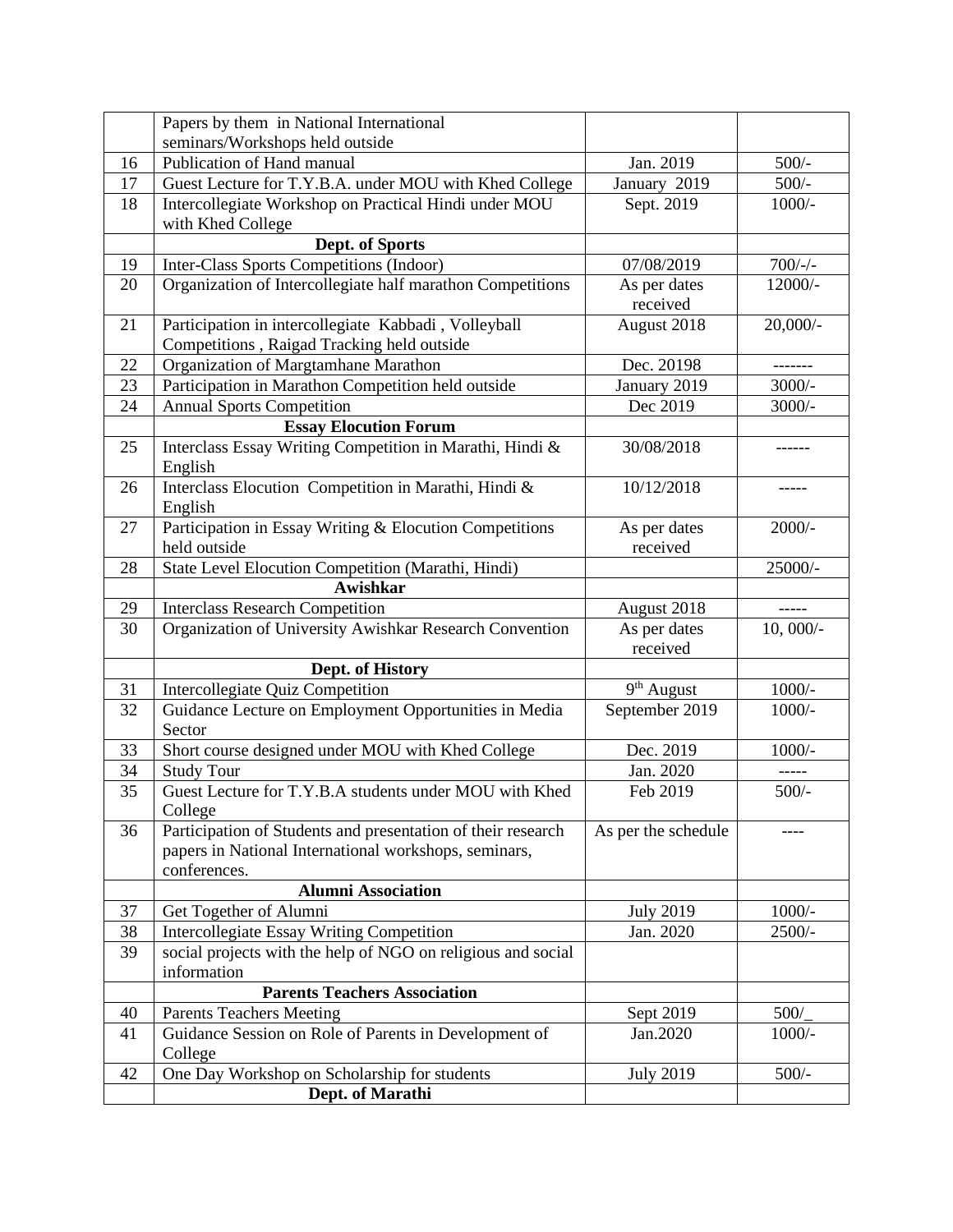| | | | |
|---|---|---|---|
| | Papers by them in National International seminars/Workshops held outside | | |
| 16 | Publication of Hand manual | Jan. 2019 | 500/- |
| 17 | Guest Lecture for T.Y.B.A. under MOU with Khed College | January 2019 | 500/- |
| 18 | Intercollegiate Workshop on Practical Hindi under MOU with Khed College | Sept. 2019 | 1000/- |
| | **Dept. of Sports** | | |
| 19 | Inter-Class Sports Competitions (Indoor) | 07/08/2019 | 700/-/- |
| 20 | Organization of Intercollegiate half marathon Competitions | As per dates received | 12000/- |
| 21 | Participation in intercollegiate Kabbadi , Volleyball Competitions , Raigad Tracking held outside | August 2018 | 20,000/- |
| 22 | Organization of Margtamhane Marathon | Dec. 20198 | ------- |
| 23 | Participation in Marathon Competition held outside | January 2019 | 3000/- |
| 24 | Annual Sports Competition | Dec 2019 | 3000/- |
| | **Essay Elocution Forum** | | |
| 25 | Interclass Essay Writing Competition in Marathi, Hindi & English | 30/08/2018 | ------ |
| 26 | Interclass Elocution Competition in Marathi, Hindi & English | 10/12/2018 | ----- |
| 27 | Participation in Essay Writing & Elocution Competitions held outside | As per dates received | 2000/- |
| 28 | State Level Elocution Competition (Marathi, Hindi) | | 25000/- |
| | **Awishkar** | | |
| 29 | Interclass Research Competition | August 2018 | ----- |
| 30 | Organization of University Awishkar Research Convention | As per dates received | 10, 000/- |
| | **Dept. of History** | | |
| 31 | Intercollegiate Quiz Competition | 9th August | 1000/- |
| 32 | Guidance Lecture on Employment Opportunities in Media Sector | September 2019 | 1000/- |
| 33 | Short course designed under MOU with Khed College | Dec. 2019 | 1000/- |
| 34 | Study Tour | Jan. 2020 | ----- |
| 35 | Guest Lecture for T.Y.B.A students under MOU with Khed College | Feb 2019 | 500/- |
| 36 | Participation of Students and presentation of their research papers in National International workshops, seminars, conferences. | As per the schedule | ---- |
| | **Alumni Association** | | |
| 37 | Get Together of Alumni | July 2019 | 1000/- |
| 38 | Intercollegiate Essay Writing Competition | Jan. 2020 | 2500/- |
| 39 | social projects with the help of NGO on religious and social information | | |
| | **Parents Teachers Association** | | |
| 40 | Parents Teachers Meeting | Sept 2019 | 500/_ |
| 41 | Guidance Session on Role of Parents in Development of College | Jan.2020 | 1000/- |
| 42 | One Day Workshop on Scholarship for students | July 2019 | 500/- |
| | **Dept. of Marathi** | | |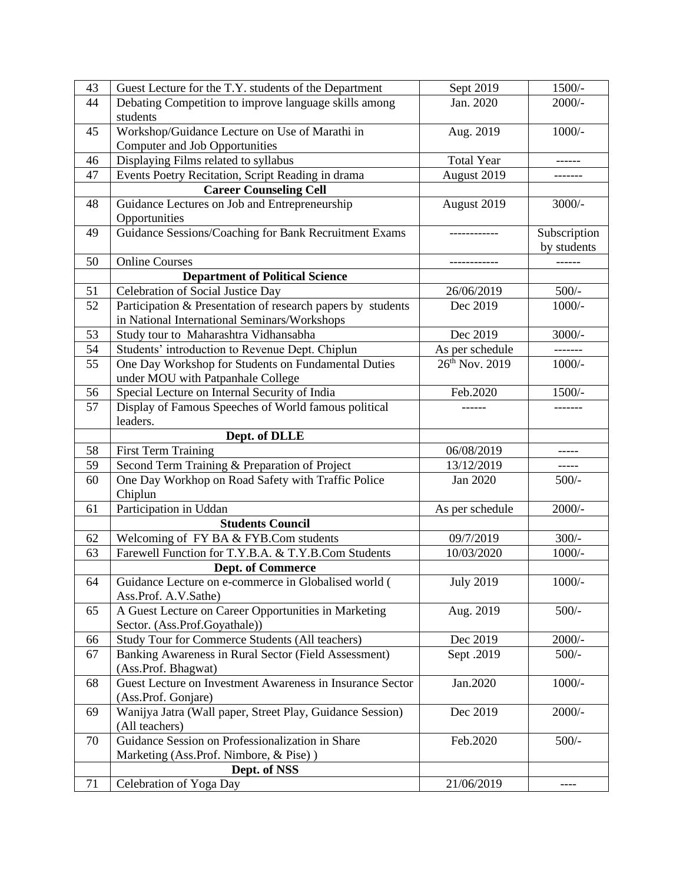| 43 | Guest Lecture for the T.Y. students of the Department | Sept 2019 | 1500/- |
|---|---|---|---|
| 44 | Debating Competition to improve language skills among students | Jan. 2020 | 2000/- |
| 45 | Workshop/Guidance Lecture on Use of Marathi in Computer and Job Opportunities | Aug. 2019 | 1000/- |
| 46 | Displaying Films related to syllabus | Total Year | ------ |
| 47 | Events Poetry Recitation, Script Reading in drama | August 2019 | ------- |
| | **Career Counseling Cell** | | |
| 48 | Guidance Lectures on Job and Entrepreneurship Opportunities | August 2019 | 3000/- |
| 49 | Guidance Sessions/Coaching for Bank Recruitment Exams | ------------ | Subscription by students |
| 50 | Online Courses | ------------ | ------ |
| | **Department of Political Science** | | |
| 51 | Celebration of Social Justice Day | 26/06/2019 | 500/- |
| 52 | Participation & Presentation of research papers by students in National International Seminars/Workshops | Dec 2019 | 1000/- |
| 53 | Study tour to Maharashtra Vidhansabha | Dec 2019 | 3000/- |
| 54 | Students' introduction to Revenue Dept. Chiplun | As per schedule | ------- |
| 55 | One Day Workshop for Students on Fundamental Duties under MOU with Patpanhale College | 26th Nov. 2019 | 1000/- |
| 56 | Special Lecture on Internal Security of India | Feb.2020 | 1500/- |
| 57 | Display of Famous Speeches of World famous political leaders. | ------ | ------- |
| | **Dept. of DLLE** | | |
| 58 | First Term Training | 06/08/2019 | ----- |
| 59 | Second Term Training & Preparation of Project | 13/12/2019 | ----- |
| 60 | One Day Workhop on Road Safety with Traffic Police Chiplun | Jan 2020 | 500/- |
| 61 | Participation in Uddan | As per schedule | 2000/- |
| | **Students Council** | | |
| 62 | Welcoming of FY BA & FYB.Com students | 09/7/2019 | 300/- |
| 63 | Farewell Function for T.Y.B.A. & T.Y.B.Com Students | 10/03/2020 | 1000/- |
| | **Dept. of Commerce** | | |
| 64 | Guidance Lecture on e-commerce in Globalised world ( Ass.Prof. A.V.Sathe) | July 2019 | 1000/- |
| 65 | A Guest Lecture on Career Opportunities in Marketing Sector. (Ass.Prof.Goyathale)) | Aug. 2019 | 500/- |
| 66 | Study Tour for Commerce Students (All teachers) | Dec 2019 | 2000/- |
| 67 | Banking Awareness in Rural Sector (Field Assessment) (Ass.Prof. Bhagwat) | Sept .2019 | 500/- |
| 68 | Guest Lecture on Investment Awareness in Insurance Sector (Ass.Prof. Gonjare) | Jan.2020 | 1000/- |
| 69 | Wanijya Jatra (Wall paper, Street Play, Guidance Session) (All teachers) | Dec 2019 | 2000/- |
| 70 | Guidance Session on Professionalization in Share Marketing (Ass.Prof. Nimbore, & Pise) ) | Feb.2020 | 500/- |
| | **Dept. of NSS** | | |
| 71 | Celebration of Yoga Day | 21/06/2019 | ---- |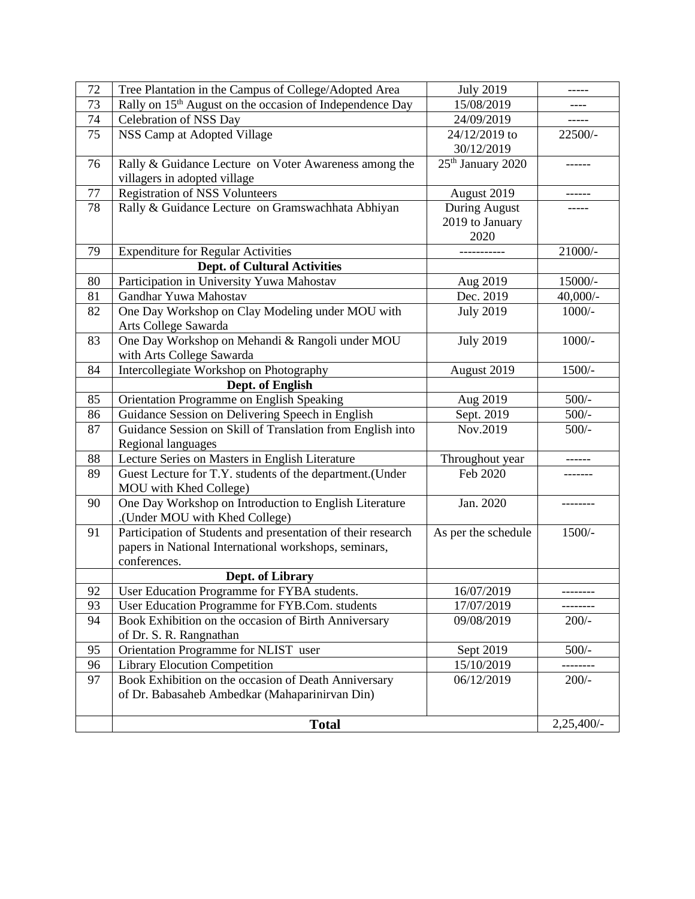| 72 | Tree Plantation in the Campus of College/Adopted Area | July 2019 | ----- |
|---|---|---|---|
| 73 | Rally on 15th August on the occasion of Independence Day | 15/08/2019 | ---- |
| 74 | Celebration of NSS Day | 24/09/2019 | ----- |
| 75 | NSS Camp at Adopted Village | 24/12/2019 to 30/12/2019 | 22500/- |
| 76 | Rally & Guidance Lecture on Voter Awareness among the villagers in adopted village | 25th January 2020 | ------ |
| 77 | Registration of NSS Volunteers | August 2019 | ------ |
| 78 | Rally & Guidance Lecture on Gramswachhata Abhiyan | During August 2019 to January 2020 | ----- |
| 79 | Expenditure for Regular Activities | ----------- | 21000/- |
| | **Dept. of Cultural Activities** | | |
| 80 | Participation in University Yuwa Mahostav | Aug 2019 | 15000/- |
| 81 | Gandhar Yuwa Mahostav | Dec. 2019 | 40,000/- |
| 82 | One Day Workshop on Clay Modeling under MOU with Arts College Sawarda | July 2019 | 1000/- |
| 83 | One Day Workshop on Mehandi & Rangoli under MOU with Arts College Sawarda | July 2019 | 1000/- |
| 84 | Intercollegiate Workshop on Photography | August 2019 | 1500/- |
| | **Dept. of English** | | |
| 85 | Orientation Programme on English Speaking | Aug 2019 | 500/- |
| 86 | Guidance Session on Delivering Speech in English | Sept. 2019 | 500/- |
| 87 | Guidance Session on Skill of Translation from English into Regional languages | Nov.2019 | 500/- |
| 88 | Lecture Series on Masters in English Literature | Throughout year | ------ |
| 89 | Guest Lecture for T.Y. students of the department.(Under MOU with Khed College) | Feb 2020 | ------- |
| 90 | One Day Workshop on Introduction to English Literature .(Under MOU with Khed College) | Jan. 2020 | -------- |
| 91 | Participation of Students and presentation of their research papers in National International workshops, seminars, conferences. | As per the schedule | 1500/- |
| | **Dept. of Library** | | |
| 92 | User Education Programme for FYBA students. | 16/07/2019 | -------- |
| 93 | User Education Programme for FYB.Com. students | 17/07/2019 | -------- |
| 94 | Book Exhibition on the occasion of Birth Anniversary of Dr. S. R. Rangnathan | 09/08/2019 | 200/- |
| 95 | Orientation Programme for NLIST user | Sept 2019 | 500/- |
| 96 | Library Elocution Competition | 15/10/2019 | -------- |
| 97 | Book Exhibition on the occasion of Death Anniversary of Dr. Babasaheb Ambedkar (Mahaparinirvan Din) | 06/12/2019 | 200/- |
| | **Total** | | 2,25,400/- |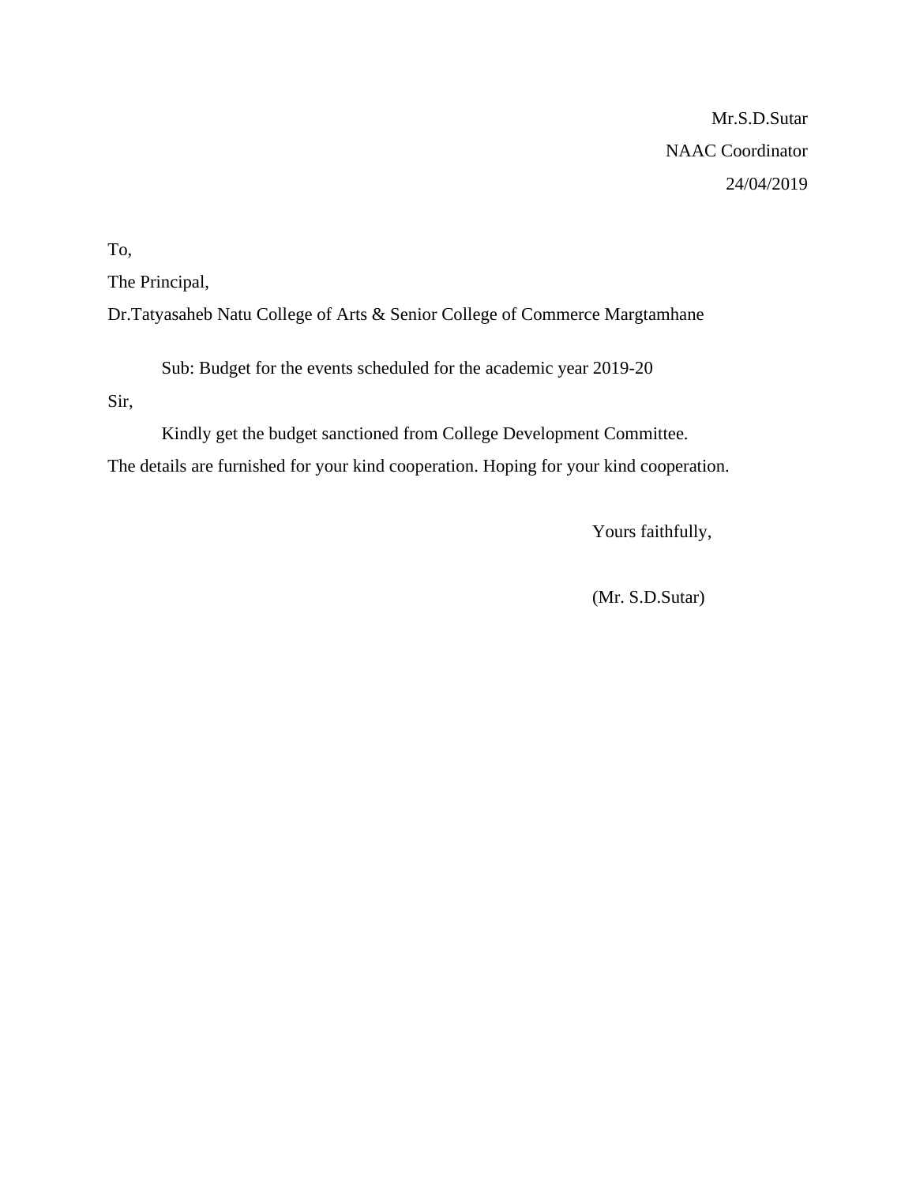Mr.S.D.Sutar

NAAC Coordinator

24/04/2019

To,

The Principal,

Dr.Tatyasaheb Natu College of Arts & Senior College of Commerce Margtamhane

Sub: Budget for the events scheduled for the academic year 2019-20

Sir,

Kindly get the budget sanctioned from College Development Committee. The details are furnished for your kind cooperation. Hoping for your kind cooperation.

Yours faithfully,

(Mr. S.D.Sutar)